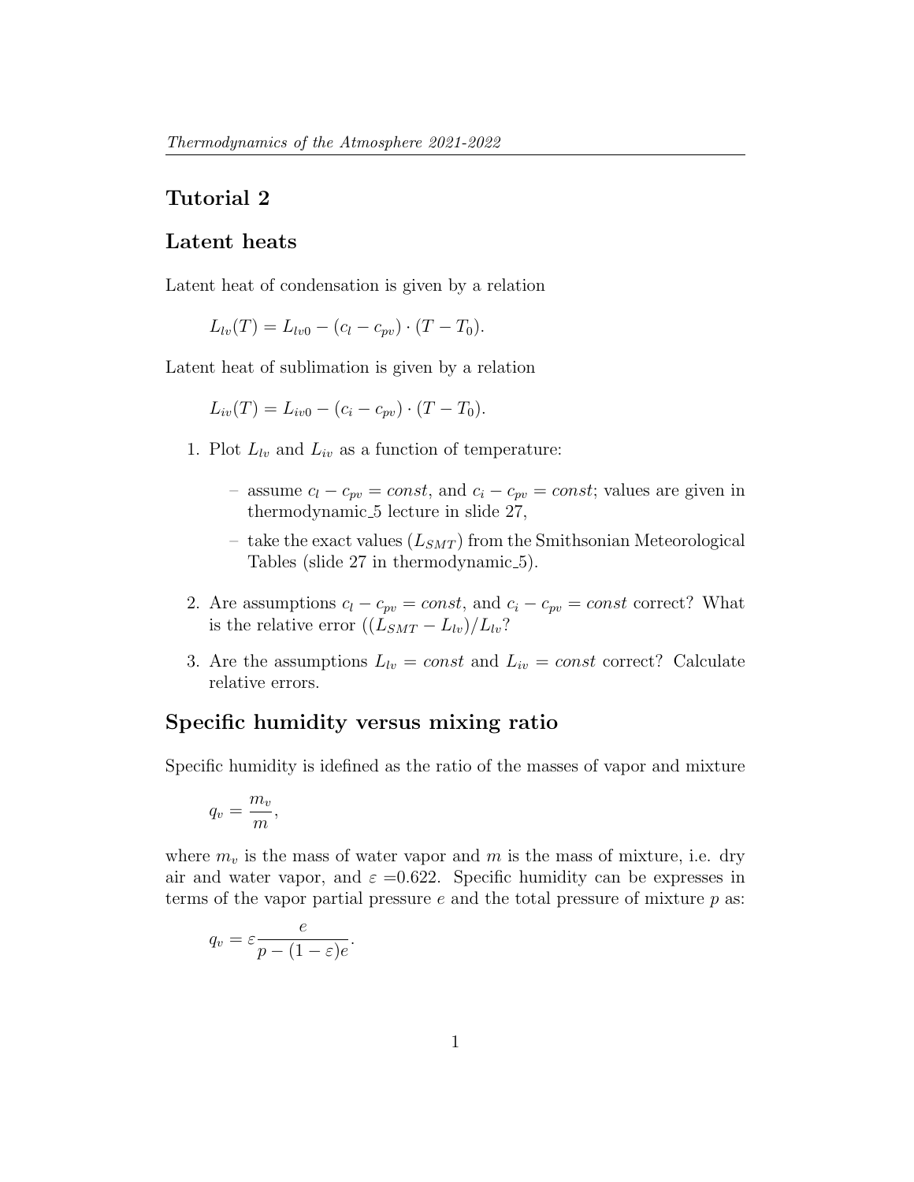# Tutorial 2

## Latent heats

Latent heat of condensation is given by a relation

$$L_{lv}(T) = L_{lv0} - (c_l - c_{pv}) \cdot (T - T_0).$$

Latent heat of sublimation is given by a relation

$$L_{iv}(T) = L_{iv0} - (c_i - c_{pv}) \cdot (T - T_0).$$

1. Plot $L_{lv}$ and $L_{iv}$ as a function of temperature:
   - assume $c_l - c_{pv} = const$, and $c_i - c_{pv} = const$; values are given in thermodynamic_5 lecture in slide 27,
   - take the exact values ($L_{SMT}$) from the Smithsonian Meteorological Tables (slide 27 in thermodynamic_5).
2. Are assumptions $c_l - c_{pv} = const$, and $c_i - c_{pv} = const$ correct? What is the relative error $((L_{SMT} - L_{lv})/L_{lv}$?
3. Are the assumptions $L_{lv} = const$ and $L_{iv} = const$ correct? Calculate relative errors.

## Specific humidity versus mixing ratio

Specific humidity is idefined as the ratio of the masses of vapor and mixture

$$q_v = \frac{m_v}{m},$$

where $m_v$ is the mass of water vapor and $m$ is the mass of mixture, i.e. dry air and water vapor, and $\varepsilon$ =0.622. Specific humidity can be expresses in terms of the vapor partial pressure $e$ and the total pressure of mixture $p$ as:

$$q_v = \varepsilon \frac{e}{p - (1 - \varepsilon)e}.$$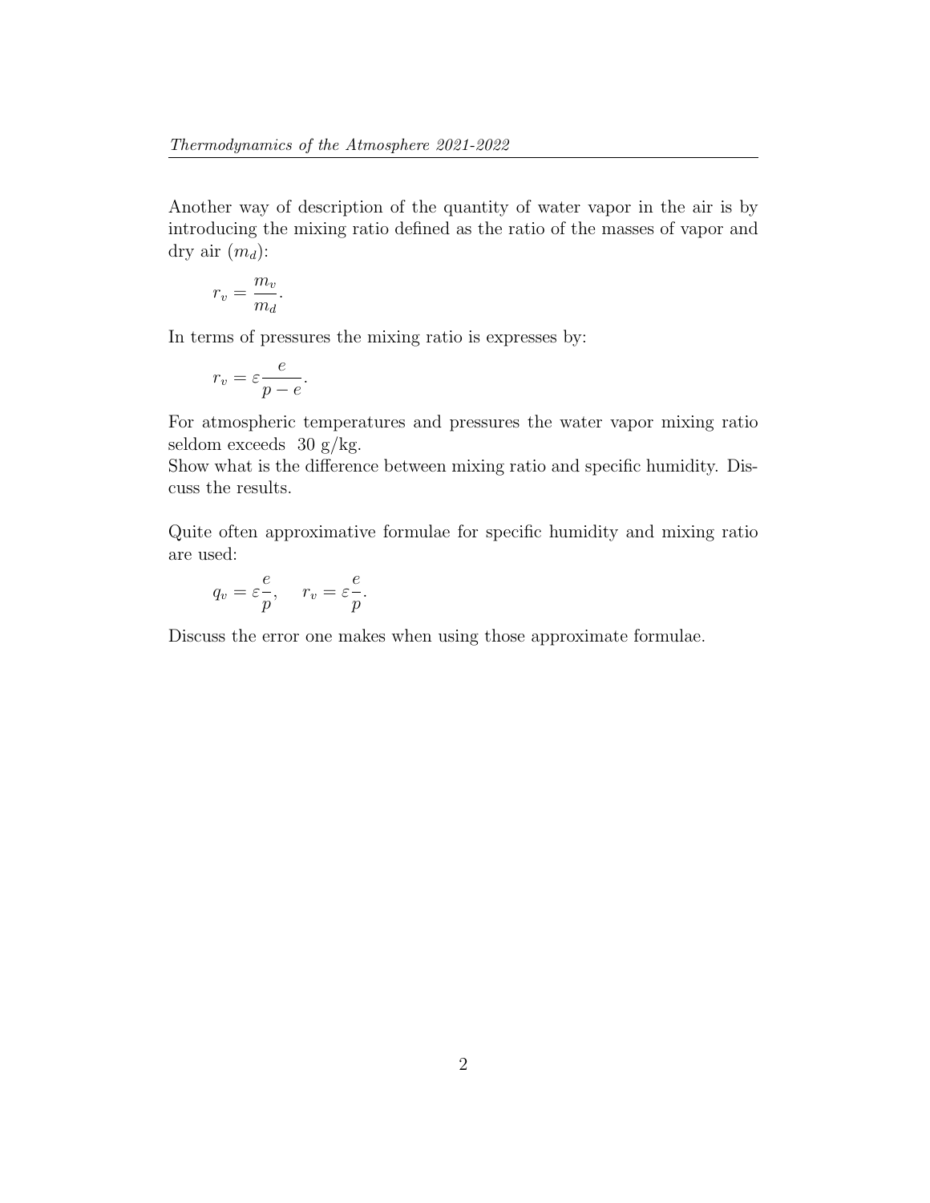Another way of description of the quantity of water vapor in the air is by introducing the mixing ratio defined as the ratio of the masses of vapor and dry air ($m_d$):

$$r_v = \frac{m_v}{m_d}.$$

In terms of pressures the mixing ratio is expresses by:

$$r_v = \varepsilon \frac{e}{p - e}.$$

For atmospheric temperatures and pressures the water vapor mixing ratio seldom exceeds 30 g/kg.
Show what is the difference between mixing ratio and specific humidity. Discuss the results.

Quite often approximative formulae for specific humidity and mixing ratio are used:

$$q_v = \varepsilon \frac{e}{p}, \quad r_v = \varepsilon \frac{e}{p}.$$

Discuss the error one makes when using those approximate formulae.